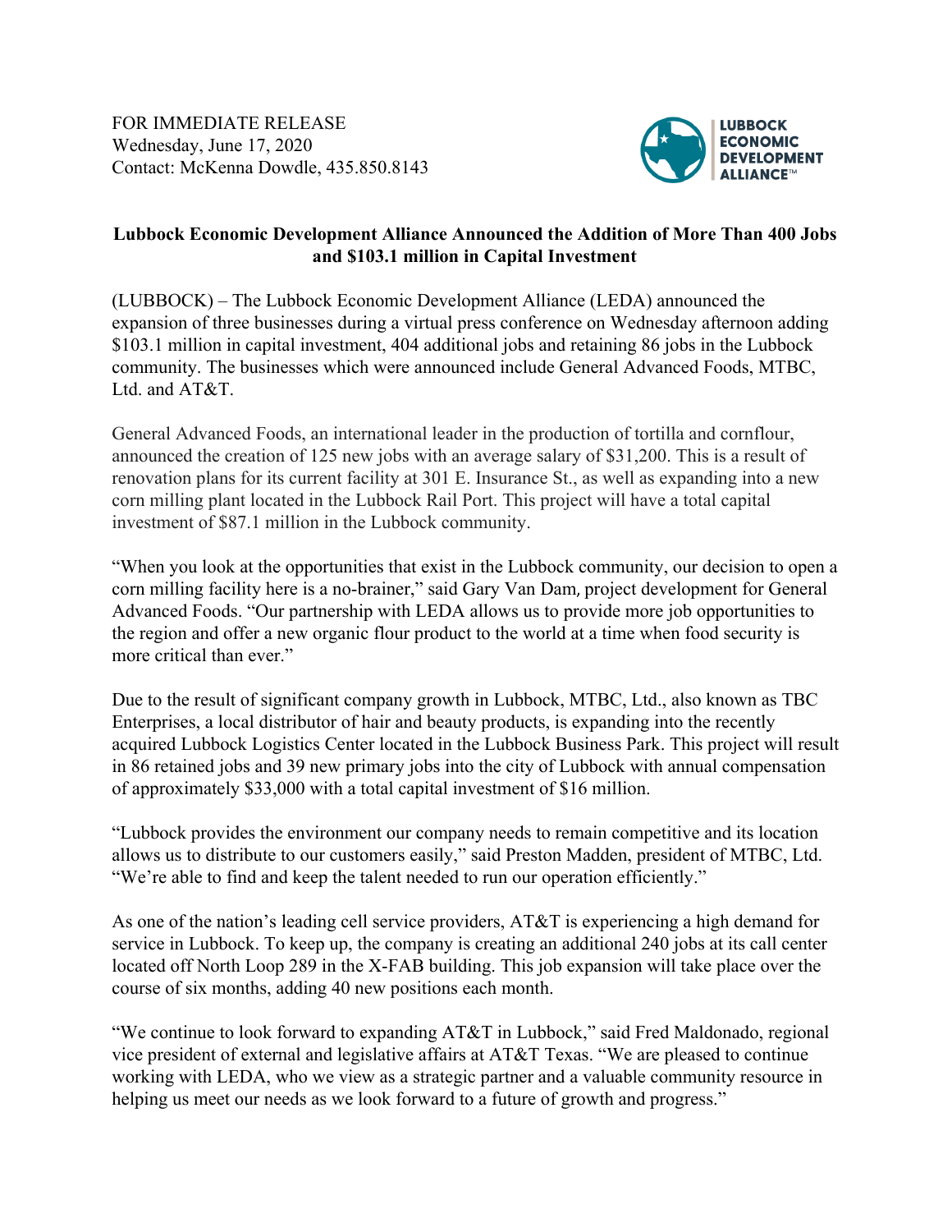FOR IMMEDIATE RELEASE
Wednesday, June 17, 2020
Contact: McKenna Dowdle, 435.850.8143

**Lubbock Economic Development Alliance Announced the Addition of More Than 400 Jobs and $103.1 million in Capital Investment**

(LUBBOCK) – The Lubbock Economic Development Alliance (LEDA) announced the expansion of three businesses during a virtual press conference on Wednesday afternoon adding $103.1 million in capital investment, 404 additional jobs and retaining 86 jobs in the Lubbock community. The businesses which were announced include General Advanced Foods, MTBC, Ltd. and AT&T.

General Advanced Foods, an international leader in the production of tortilla and cornflour, announced the creation of 125 new jobs with an average salary of $31,200. This is a result of renovation plans for its current facility at 301 E. Insurance St., as well as expanding into a new corn milling plant located in the Lubbock Rail Port. This project will have a total capital investment of $87.1 million in the Lubbock community.

"When you look at the opportunities that exist in the Lubbock community, our decision to open a corn milling facility here is a no-brainer," said Gary Van Dam, project development for General Advanced Foods. "Our partnership with LEDA allows us to provide more job opportunities to the region and offer a new organic flour product to the world at a time when food security is more critical than ever."

Due to the result of significant company growth in Lubbock, MTBC, Ltd., also known as TBC Enterprises, a local distributor of hair and beauty products, is expanding into the recently acquired Lubbock Logistics Center located in the Lubbock Business Park. This project will result in 86 retained jobs and 39 new primary jobs into the city of Lubbock with annual compensation of approximately $33,000 with a total capital investment of $16 million.

"Lubbock provides the environment our company needs to remain competitive and its location allows us to distribute to our customers easily," said Preston Madden, president of MTBC, Ltd. "We're able to find and keep the talent needed to run our operation efficiently."

As one of the nation's leading cell service providers, AT&T is experiencing a high demand for service in Lubbock. To keep up, the company is creating an additional 240 jobs at its call center located off North Loop 289 in the X-FAB building. This job expansion will take place over the course of six months, adding 40 new positions each month.

"We continue to look forward to expanding AT&T in Lubbock," said Fred Maldonado, regional vice president of external and legislative affairs at AT&T Texas. "We are pleased to continue working with LEDA, who we view as a strategic partner and a valuable community resource in helping us meet our needs as we look forward to a future of growth and progress."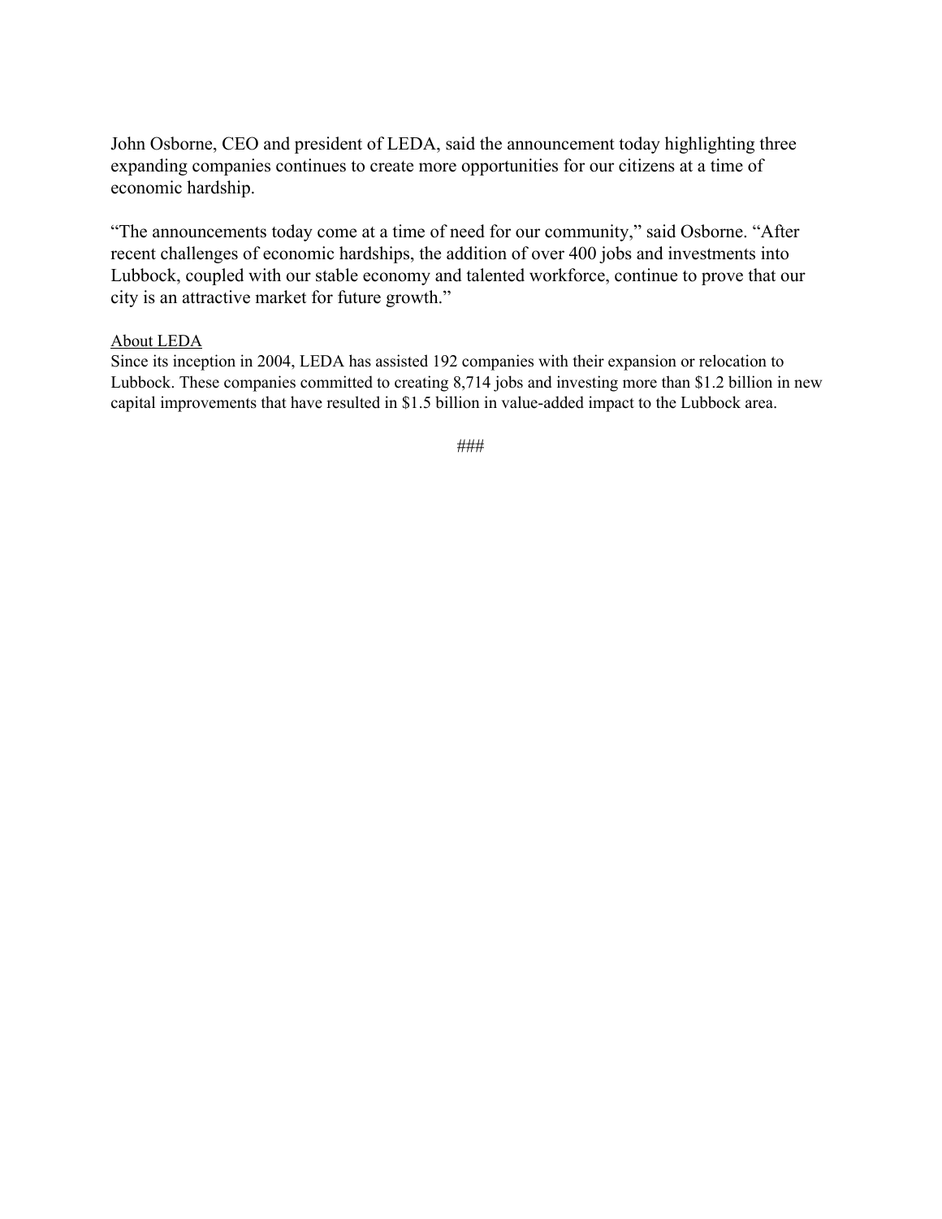John Osborne, CEO and president of LEDA, said the announcement today highlighting three expanding companies continues to create more opportunities for our citizens at a time of economic hardship.

"The announcements today come at a time of need for our community," said Osborne. "After recent challenges of economic hardships, the addition of over 400 jobs and investments into Lubbock, coupled with our stable economy and talented workforce, continue to prove that our city is an attractive market for future growth."

About LEDA

Since its inception in 2004, LEDA has assisted 192 companies with their expansion or relocation to Lubbock. These companies committed to creating 8,714 jobs and investing more than $1.2 billion in new capital improvements that have resulted in $1.5 billion in value-added impact to the Lubbock area.

###